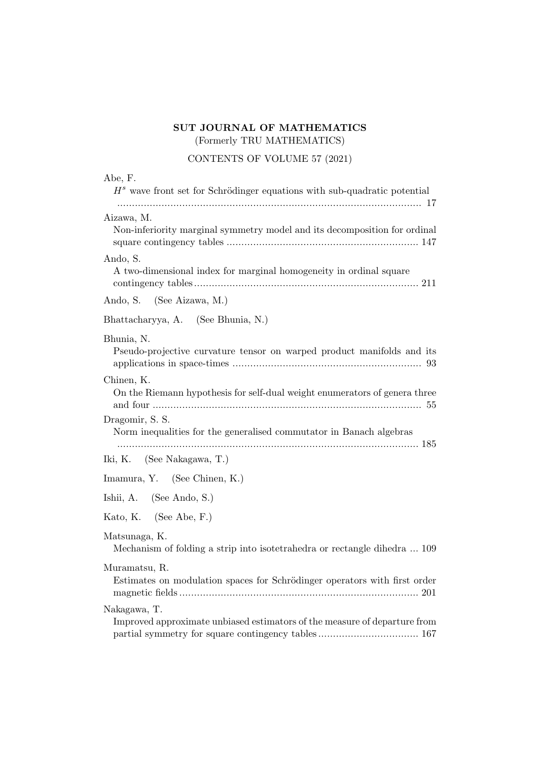**SUT JOURNAL OF MATHEMATICS**
(Formerly TRU MATHEMATICS)

CONTENTS OF VOLUME 57 (2021)

Abe, F.
$H^s$ wave front set for Schrödinger equations with sub-quadratic potential ........................................................................................................ 17

Aizawa, M.
Non-inferiority marginal symmetry model and its decomposition for ordinal square contingency tables ................................................................ 147

Ando, S.
A two-dimensional index for marginal homogeneity in ordinal square contingency tables ........................................................................... 211

Ando, S. (See Aizawa, M.)

Bhattacharyya, A. (See Bhunia, N.)

Bhunia, N.
Pseudo-projective curvature tensor on warped product manifolds and its applications in space-times ............................................................... 93

Chinen, K.
On the Riemann hypothesis for self-dual weight enumerators of genera three and four .......................................................................................... 55

Dragomir, S. S.
Norm inequalities for the generalised commutator in Banach algebras ........................................................................................................ 185

Iki, K. (See Nakagawa, T.)

Imamura, Y. (See Chinen, K.)

Ishii, A. (See Ando, S.)

Kato, K. (See Abe, F.)

Matsunaga, K.
Mechanism of folding a strip into isotetrahedra or rectangle dihedra ... 109

Muramatsu, R.
Estimates on modulation spaces for Schrödinger operators with first order magnetic fields ................................................................................ 201

Nakagawa, T.
Improved approximate unbiased estimators of the measure of departure from partial symmetry for square contingency tables .................................. 167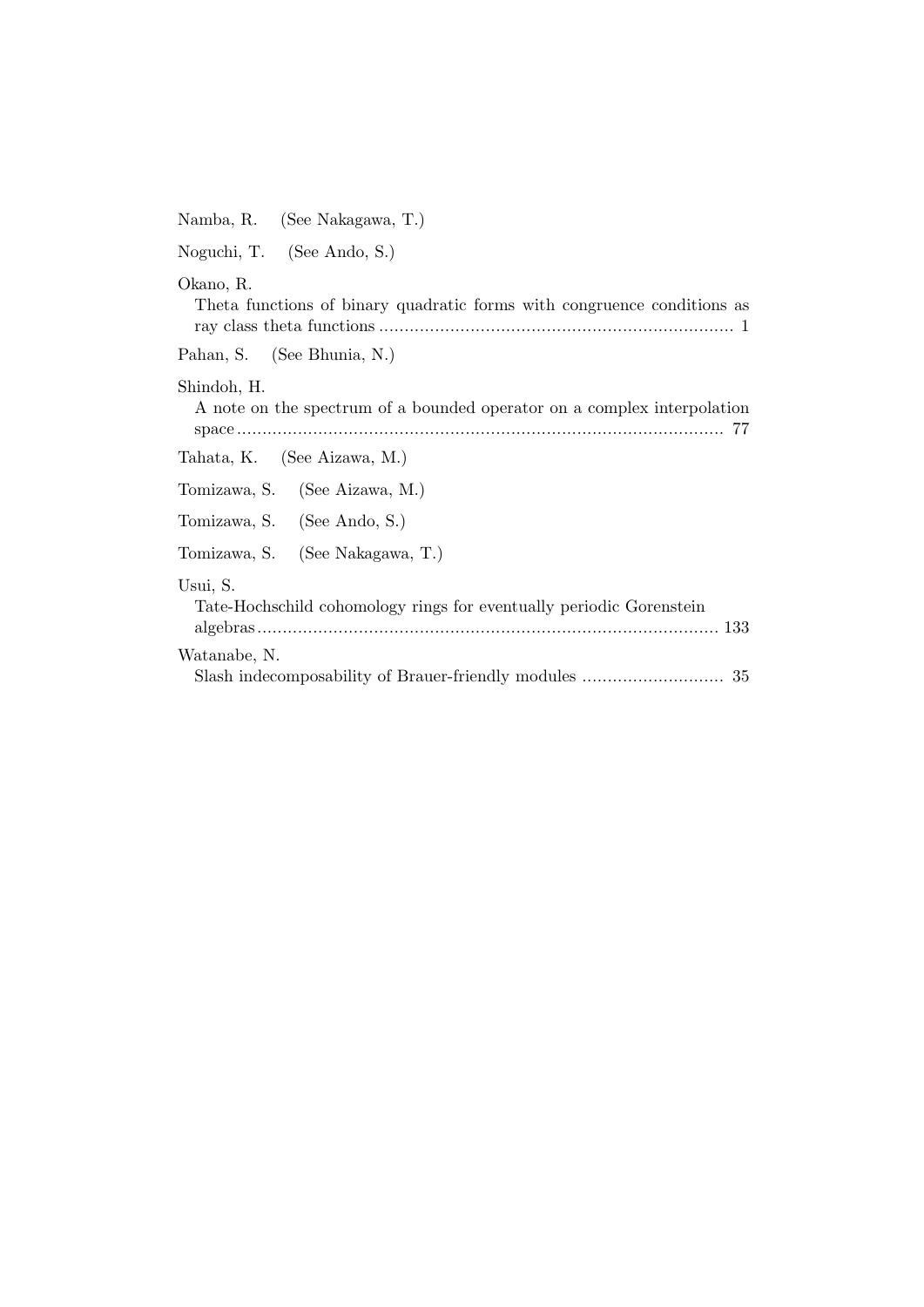Namba, R. (See Nakagawa, T.)

Noguchi, T. (See Ando, S.)

Okano, R.
Theta functions of binary quadratic forms with congruence conditions as ray class theta functions ..................................................................... 1

Pahan, S. (See Bhunia, N.)

Shindoh, H.
A note on the spectrum of a bounded operator on a complex interpolation space ................................................................................................ 77

Tahata, K. (See Aizawa, M.)

Tomizawa, S. (See Aizawa, M.)

Tomizawa, S. (See Ando, S.)

Tomizawa, S. (See Nakagawa, T.)

Usui, S.
Tate-Hochschild cohomology rings for eventually periodic Gorenstein algebras ......................................................................................... 133

Watanabe, N.
Slash indecomposability of Brauer-friendly modules ............................ 35